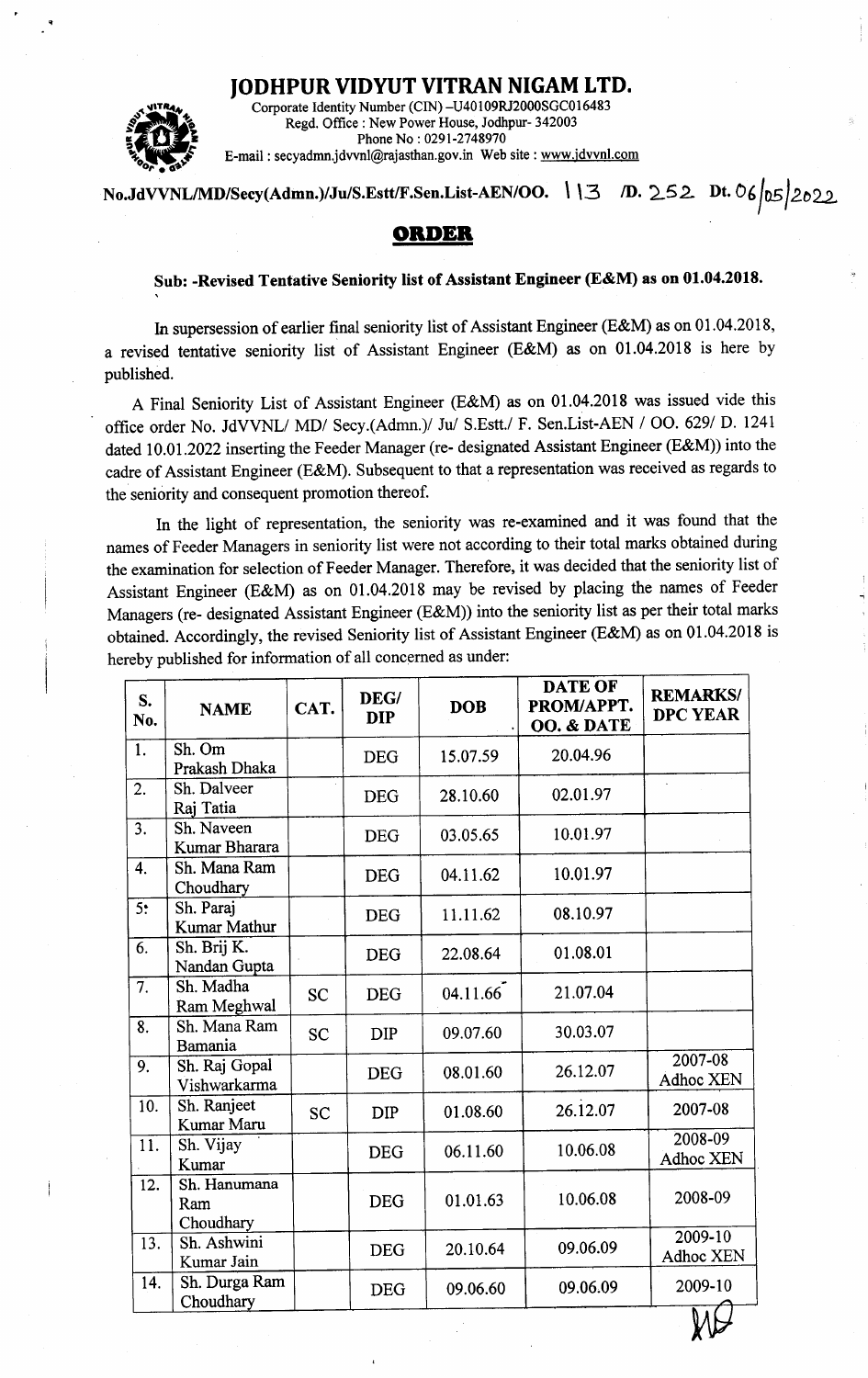# JODHPUR VIDYUT VITRAN NIGAM LTD.

Corporate Identity Number (CIN) –U40109RJ2000SGC016483
Regd. Office : New Power House, Jodhpur- 342003
Phone No : 0291-2748970
E-mail : secyadmn.jdvvnl@rajasthan.gov.in Web site : www.jdvvnl.com

**No.JdVVNL/MD/Secy(Admn.)/Ju/S.Estt/F.Sen.List-AEN/OO. 113 /D. 252 Dt. 06/05/2022**

## ORDER

**Sub: -Revised Tentative Seniority list of Assistant Engineer (E&M) as on 01.04.2018.**

In supersession of earlier final seniority list of Assistant Engineer (E&M) as on 01.04.2018, a revised tentative seniority list of Assistant Engineer (E&M) as on 01.04.2018 is here by published.

A Final Seniority List of Assistant Engineer (E&M) as on 01.04.2018 was issued vide this office order No. JdVVNL/ MD/ Secy.(Admn.)/ Ju/ S.Estt./ F. Sen.List-AEN / OO. 629/ D. 1241 dated 10.01.2022 inserting the Feeder Manager (re- designated Assistant Engineer (E&M)) into the cadre of Assistant Engineer (E&M). Subsequent to that a representation was received as regards to the seniority and consequent promotion thereof.

In the light of representation, the seniority was re-examined and it was found that the names of Feeder Managers in seniority list were not according to their total marks obtained during the examination for selection of Feeder Manager. Therefore, it was decided that the seniority list of Assistant Engineer (E&M) as on 01.04.2018 may be revised by placing the names of Feeder Managers (re- designated Assistant Engineer (E&M)) into the seniority list as per their total marks obtained. Accordingly, the revised Seniority list of Assistant Engineer (E&M) as on 01.04.2018 is hereby published for information of all concerned as under:

| S. No. | NAME | CAT. | DEG/ DIP | DOB | DATE OF PROM/APPT. OO. & DATE | REMARKS/ DPC YEAR |
|---|---|---|---|---|---|---|
| 1. | Sh. Om Prakash Dhaka | | DEG | 15.07.59 | 20.04.96 | |
| 2. | Sh. Dalveer Raj Tatia | | DEG | 28.10.60 | 02.01.97 | |
| 3. | Sh. Naveen Kumar Bharara | | DEG | 03.05.65 | 10.01.97 | |
| 4. | Sh. Mana Ram Choudhary | | DEG | 04.11.62 | 10.01.97 | |
| 5. | Sh. Paraj Kumar Mathur | | DEG | 11.11.62 | 08.10.97 | |
| 6. | Sh. Brij K. Nandan Gupta | | DEG | 22.08.64 | 01.08.01 | |
| 7. | Sh. Madha Ram Meghwal | SC | DEG | 04.11.66 | 21.07.04 | |
| 8. | Sh. Mana Ram Bamania | SC | DIP | 09.07.60 | 30.03.07 | |
| 9. | Sh. Raj Gopal Vishwarkarma | | DEG | 08.01.60 | 26.12.07 | 2007-08 Adhoc XEN |
| 10. | Sh. Ranjeet Kumar Maru | SC | DIP | 01.08.60 | 26.12.07 | 2007-08 |
| 11. | Sh. Vijay Kumar | | DEG | 06.11.60 | 10.06.08 | 2008-09 Adhoc XEN |
| 12. | Sh. Hanumana Ram Choudhary | | DEG | 01.01.63 | 10.06.08 | 2008-09 |
| 13. | Sh. Ashwini Kumar Jain | | DEG | 20.10.64 | 09.06.09 | 2009-10 Adhoc XEN |
| 14. | Sh. Durga Ram Choudhary | | DEG | 09.06.60 | 09.06.09 | 2009-10 |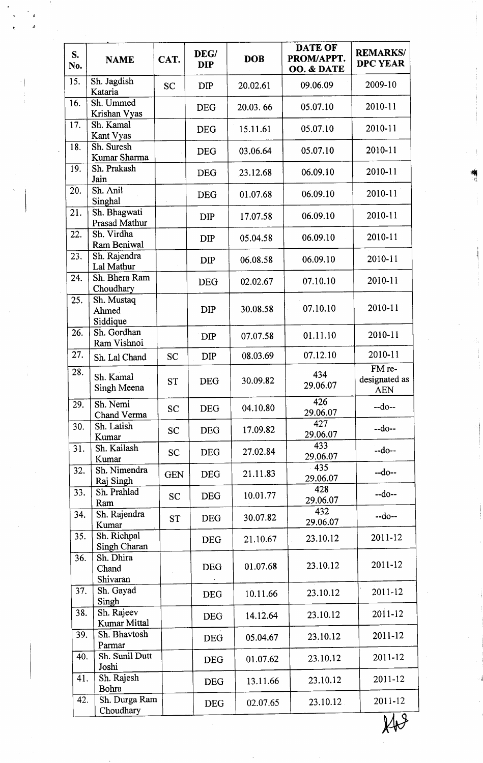| S. No. | NAME | CAT. | DEG/ DIP | DOB | DATE OF PROM/APPT. OO. & DATE | REMARKS/ DPC YEAR |
|---|---|---|---|---|---|---|
| 15. | Sh. Jagdish Kataria | SC | DIP | 20.02.61 | 09.06.09 | 2009-10 |
| 16. | Sh. Ummed Krishan Vyas | | DEG | 20.03. 66 | 05.07.10 | 2010-11 |
| 17. | Sh. Kamal Kant Vyas | | DEG | 15.11.61 | 05.07.10 | 2010-11 |
| 18. | Sh. Suresh Kumar Sharma | | DEG | 03.06.64 | 05.07.10 | 2010-11 |
| 19. | Sh. Prakash Jain | | DEG | 23.12.68 | 06.09.10 | 2010-11 |
| 20. | Sh. Anil Singhal | | DEG | 01.07.68 | 06.09.10 | 2010-11 |
| 21. | Sh. Bhagwati Prasad Mathur | | DIP | 17.07.58 | 06.09.10 | 2010-11 |
| 22. | Sh. Virdha Ram Beniwal | | DIP | 05.04.58 | 06.09.10 | 2010-11 |
| 23. | Sh. Rajendra Lal Mathur | | DIP | 06.08.58 | 06.09.10 | 2010-11 |
| 24. | Sh. Bhera Ram Choudhary | | DEG | 02.02.67 | 07.10.10 | 2010-11 |
| 25. | Sh. Mustaq Ahmed Siddique | | DIP | 30.08.58 | 07.10.10 | 2010-11 |
| 26. | Sh. Gordhan Ram Vishnoi | | DIP | 07.07.58 | 01.11.10 | 2010-11 |
| 27. | Sh. Lal Chand | SC | DIP | 08.03.69 | 07.12.10 | 2010-11 |
| 28. | Sh. Kamal Singh Meena | ST | DEG | 30.09.82 | 434 29.06.07 | FM re-designated as AEN |
| 29. | Sh. Nemi Chand Verma | SC | DEG | 04.10.80 | 426 29.06.07 | --do-- |
| 30. | Sh. Latish Kumar | SC | DEG | 17.09.82 | 427 29.06.07 | --do-- |
| 31. | Sh. Kailash Kumar | SC | DEG | 27.02.84 | 433 29.06.07 | --do-- |
| 32. | Sh. Nimendra Raj Singh | GEN | DEG | 21.11.83 | 435 29.06.07 | --do-- |
| 33. | Sh. Prahlad Ram | SC | DEG | 10.01.77 | 428 29.06.07 | --do-- |
| 34. | Sh. Rajendra Kumar | ST | DEG | 30.07.82 | 432 29.06.07 | --do-- |
| 35. | Sh. Richpal Singh Charan | | DEG | 21.10.67 | 23.10.12 | 2011-12 |
| 36. | Sh. Dhira Chand Shivaran | | DEG | 01.07.68 | 23.10.12 | 2011-12 |
| 37. | Sh. Gayad Singh | | DEG | 10.11.66 | 23.10.12 | 2011-12 |
| 38. | Sh. Rajeev Kumar Mittal | | DEG | 14.12.64 | 23.10.12 | 2011-12 |
| 39. | Sh. Bhavtosh Parmar | | DEG | 05.04.67 | 23.10.12 | 2011-12 |
| 40. | Sh. Sunil Dutt Joshi | | DEG | 01.07.62 | 23.10.12 | 2011-12 |
| 41. | Sh. Rajesh Bohra | | DEG | 13.11.66 | 23.10.12 | 2011-12 |
| 42. | Sh. Durga Ram Choudhary | | DEG | 02.07.65 | 23.10.12 | 2011-12 |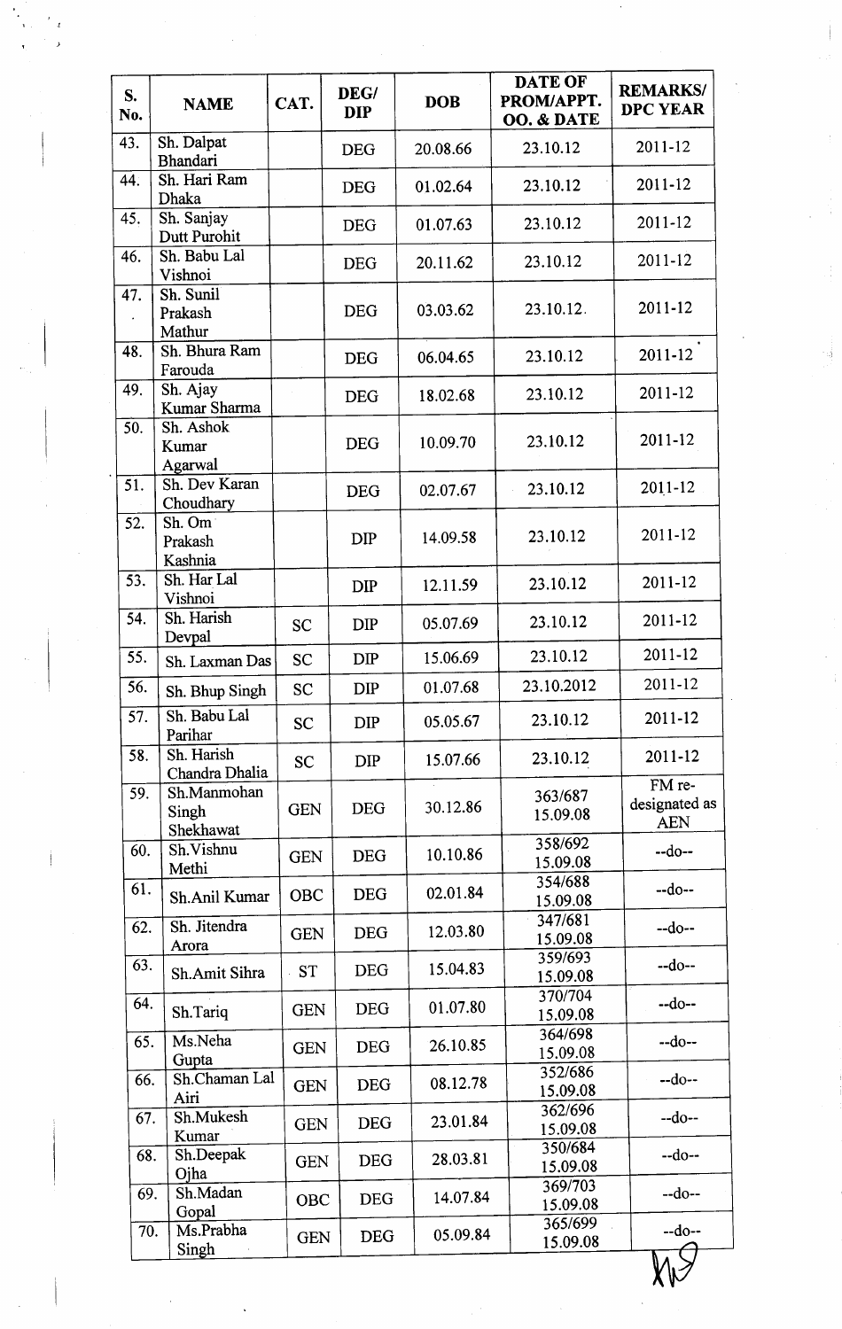| S. No. | NAME | CAT. | DEG/ DIP | DOB | DATE OF PROM/APPT. OO. & DATE | REMARKS/ DPC YEAR |
|---|---|---|---|---|---|---|
| 43. | Sh. Dalpat Bhandari | | DEG | 20.08.66 | 23.10.12 | 2011-12 |
| 44. | Sh. Hari Ram Dhaka | | DEG | 01.02.64 | 23.10.12 | 2011-12 |
| 45. | Sh. Sanjay Dutt Purohit | | DEG | 01.07.63 | 23.10.12 | 2011-12 |
| 46. | Sh. Babu Lal Vishnoi | | DEG | 20.11.62 | 23.10.12 | 2011-12 |
| 47. | Sh. Sunil Prakash Mathur | | DEG | 03.03.62 | 23.10.12. | 2011-12 |
| 48. | Sh. Bhura Ram Farouda | | DEG | 06.04.65 | 23.10.12 | 2011-12 |
| 49. | Sh. Ajay Kumar Sharma | | DEG | 18.02.68 | 23.10.12 | 2011-12 |
| 50. | Sh. Ashok Kumar Agarwal | | DEG | 10.09.70 | 23.10.12 | 2011-12 |
| 51. | Sh. Dev Karan Choudhary | | DEG | 02.07.67 | 23.10.12 | 2011-12 |
| 52. | Sh. Om Prakash Kashnia | | DIP | 14.09.58 | 23.10.12 | 2011-12 |
| 53. | Sh. Har Lal Vishnoi | | DIP | 12.11.59 | 23.10.12 | 2011-12 |
| 54. | Sh. Harish Devpal | SC | DIP | 05.07.69 | 23.10.12 | 2011-12 |
| 55. | Sh. Laxman Das | SC | DIP | 15.06.69 | 23.10.12 | 2011-12 |
| 56. | Sh. Bhup Singh | SC | DIP | 01.07.68 | 23.10.2012 | 2011-12 |
| 57. | Sh. Babu Lal Parihar | SC | DIP | 05.05.67 | 23.10.12 | 2011-12 |
| 58. | Sh. Harish Chandra Dhalia | SC | DIP | 15.07.66 | 23.10.12 | 2011-12 |
| 59. | Sh.Manmohan Singh Shekhawat | GEN | DEG | 30.12.86 | 363/687 15.09.08 | FM re-designated as AEN |
| 60. | Sh.Vishnu Methi | GEN | DEG | 10.10.86 | 358/692 15.09.08 | --do-- |
| 61. | Sh.Anil Kumar | OBC | DEG | 02.01.84 | 354/688 15.09.08 | --do-- |
| 62. | Sh. Jitendra Arora | GEN | DEG | 12.03.80 | 347/681 15.09.08 | --do-- |
| 63. | Sh.Amit Sihra | ST | DEG | 15.04.83 | 359/693 15.09.08 | --do-- |
| 64. | Sh.Tariq | GEN | DEG | 01.07.80 | 370/704 15.09.08 | --do-- |
| 65. | Ms.Neha Gupta | GEN | DEG | 26.10.85 | 364/698 15.09.08 | --do-- |
| 66. | Sh.Chaman Lal Airi | GEN | DEG | 08.12.78 | 352/686 15.09.08 | --do-- |
| 67. | Sh.Mukesh Kumar | GEN | DEG | 23.01.84 | 362/696 15.09.08 | --do-- |
| 68. | Sh.Deepak Ojha | GEN | DEG | 28.03.81 | 350/684 15.09.08 | --do-- |
| 69. | Sh.Madan Gopal | OBC | DEG | 14.07.84 | 369/703 15.09.08 | --do-- |
| 70. | Ms.Prabha Singh | GEN | DEG | 05.09.84 | 365/699 15.09.08 | --do-- |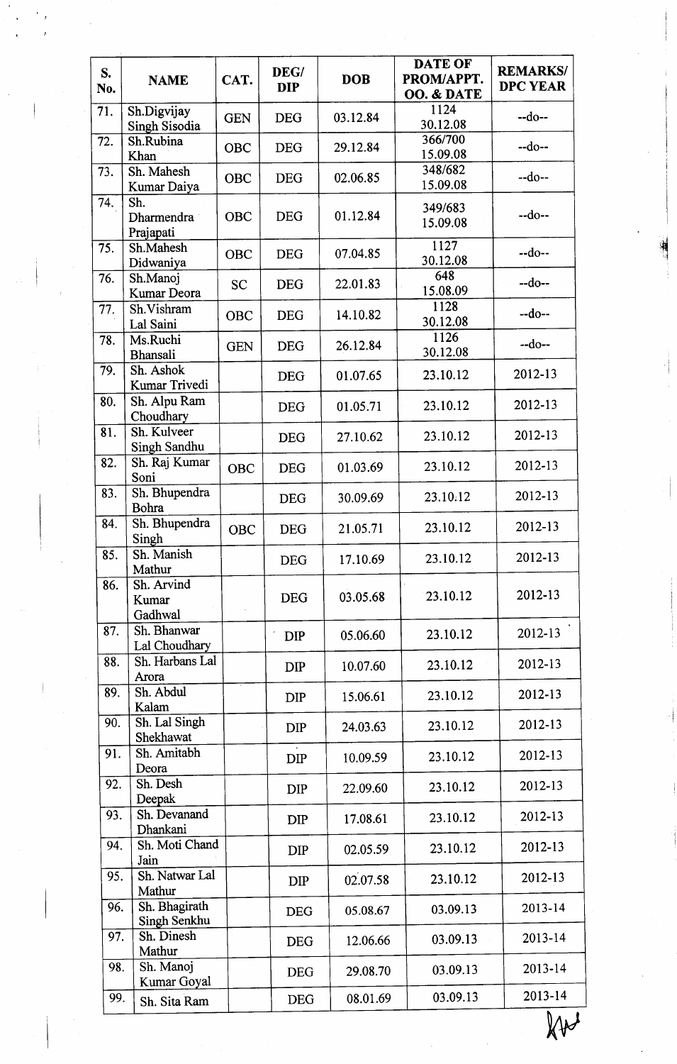| S. No. | NAME | CAT. | DEG/ DIP | DOB | DATE OF PROM/APPT. OO. & DATE | REMARKS/ DPC YEAR |
|---|---|---|---|---|---|---|
| 71. | Sh.Digvijay Singh Sisodia | GEN | DEG | 03.12.84 | 1124 30.12.08 | --do-- |
| 72. | Sh.Rubina Khan | OBC | DEG | 29.12.84 | 366/700 15.09.08 | --do-- |
| 73. | Sh. Mahesh Kumar Daiya | OBC | DEG | 02.06.85 | 348/682 15.09.08 | --do-- |
| 74. | Sh. Dharmendra Prajapati | OBC | DEG | 01.12.84 | 349/683 15.09.08 | --do-- |
| 75. | Sh.Mahesh Didwaniya | OBC | DEG | 07.04.85 | 1127 30.12.08 | --do-- |
| 76. | Sh.Manoj Kumar Deora | SC | DEG | 22.01.83 | 648 15.08.09 | --do-- |
| 77. | Sh.Vishram Lal Saini | OBC | DEG | 14.10.82 | 1128 30.12.08 | --do-- |
| 78. | Ms.Ruchi Bhansali | GEN | DEG | 26.12.84 | 1126 30.12.08 | --do-- |
| 79. | Sh. Ashok Kumar Trivedi | | DEG | 01.07.65 | 23.10.12 | 2012-13 |
| 80. | Sh. Alpu Ram Choudhary | | DEG | 01.05.71 | 23.10.12 | 2012-13 |
| 81. | Sh. Kulveer Singh Sandhu | | DEG | 27.10.62 | 23.10.12 | 2012-13 |
| 82. | Sh. Raj Kumar Soni | OBC | DEG | 01.03.69 | 23.10.12 | 2012-13 |
| 83. | Sh. Bhupendra Bohra | | DEG | 30.09.69 | 23.10.12 | 2012-13 |
| 84. | Sh. Bhupendra Singh | OBC | DEG | 21.05.71 | 23.10.12 | 2012-13 |
| 85. | Sh. Manish Mathur | | DEG | 17.10.69 | 23.10.12 | 2012-13 |
| 86. | Sh. Arvind Kumar Gadhwal | | DEG | 03.05.68 | 23.10.12 | 2012-13 |
| 87. | Sh. Bhanwar Lal Choudhary | | DIP | 05.06.60 | 23.10.12 | 2012-13 |
| 88. | Sh. Harbans Lal Arora | | DIP | 10.07.60 | 23.10.12 | 2012-13 |
| 89. | Sh. Abdul Kalam | | DIP | 15.06.61 | 23.10.12 | 2012-13 |
| 90. | Sh. Lal Singh Shekhawat | | DIP | 24.03.63 | 23.10.12 | 2012-13 |
| 91. | Sh. Amitabh Deora | | DIP | 10.09.59 | 23.10.12 | 2012-13 |
| 92. | Sh. Desh Deepak | | DIP | 22.09.60 | 23.10.12 | 2012-13 |
| 93. | Sh. Devanand Dhankani | | DIP | 17.08.61 | 23.10.12 | 2012-13 |
| 94. | Sh. Moti Chand Jain | | DIP | 02.05.59 | 23.10.12 | 2012-13 |
| 95. | Sh. Natwar Lal Mathur | | DIP | 02.07.58 | 23.10.12 | 2012-13 |
| 96. | Sh. Bhagirath Singh Senkhu | | DEG | 05.08.67 | 03.09.13 | 2013-14 |
| 97. | Sh. Dinesh Mathur | | DEG | 12.06.66 | 03.09.13 | 2013-14 |
| 98. | Sh. Manoj Kumar Goyal | | DEG | 29.08.70 | 03.09.13 | 2013-14 |
| 99. | Sh. Sita Ram | | DEG | 08.01.69 | 03.09.13 | 2013-14 |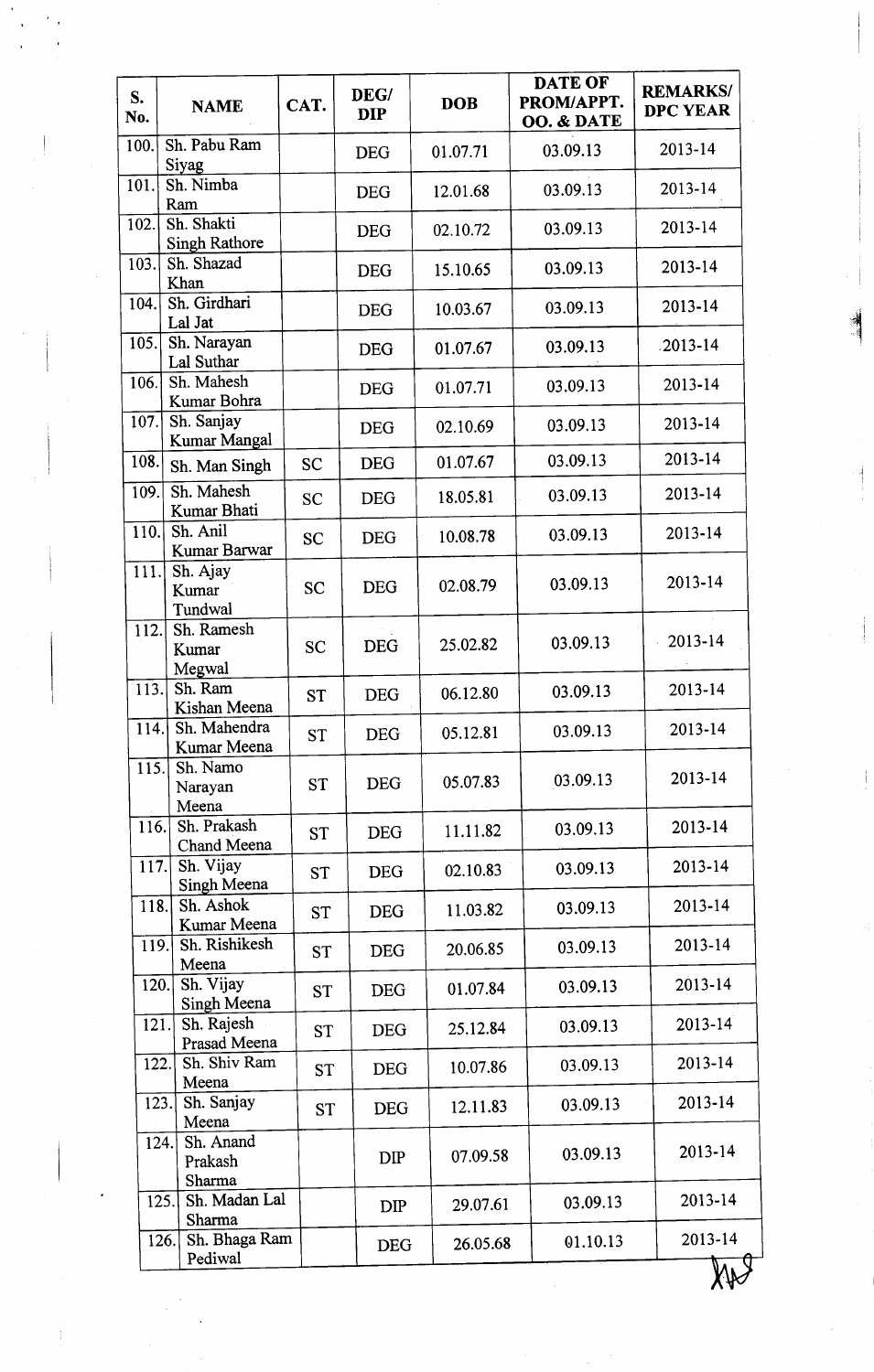| S. No. | NAME | CAT. | DEG/ DIP | DOB | DATE OF PROM/APPT. OO. & DATE | REMARKS/ DPC YEAR |
|---|---|---|---|---|---|---|
| 100. | Sh. Pabu Ram Siyag | | DEG | 01.07.71 | 03.09.13 | 2013-14 |
| 101. | Sh. Nimba Ram | | DEG | 12.01.68 | 03.09.13 | 2013-14 |
| 102. | Sh. Shakti Singh Rathore | | DEG | 02.10.72 | 03.09.13 | 2013-14 |
| 103. | Sh. Shazad Khan | | DEG | 15.10.65 | 03.09.13 | 2013-14 |
| 104. | Sh. Girdhari Lal Jat | | DEG | 10.03.67 | 03.09.13 | 2013-14 |
| 105. | Sh. Narayan Lal Suthar | | DEG | 01.07.67 | 03.09.13 | 2013-14 |
| 106. | Sh. Mahesh Kumar Bohra | | DEG | 01.07.71 | 03.09.13 | 2013-14 |
| 107. | Sh. Sanjay Kumar Mangal | | DEG | 02.10.69 | 03.09.13 | 2013-14 |
| 108. | Sh. Man Singh | SC | DEG | 01.07.67 | 03.09.13 | 2013-14 |
| 109. | Sh. Mahesh Kumar Bhati | SC | DEG | 18.05.81 | 03.09.13 | 2013-14 |
| 110. | Sh. Anil Kumar Barwar | SC | DEG | 10.08.78 | 03.09.13 | 2013-14 |
| 111. | Sh. Ajay Kumar Tundwal | SC | DEG | 02.08.79 | 03.09.13 | 2013-14 |
| 112. | Sh. Ramesh Kumar Megwal | SC | DEG | 25.02.82 | 03.09.13 | 2013-14 |
| 113. | Sh. Ram Kishan Meena | ST | DEG | 06.12.80 | 03.09.13 | 2013-14 |
| 114. | Sh. Mahendra Kumar Meena | ST | DEG | 05.12.81 | 03.09.13 | 2013-14 |
| 115. | Sh. Namo Narayan Meena | ST | DEG | 05.07.83 | 03.09.13 | 2013-14 |
| 116. | Sh. Prakash Chand Meena | ST | DEG | 11.11.82 | 03.09.13 | 2013-14 |
| 117. | Sh. Vijay Singh Meena | ST | DEG | 02.10.83 | 03.09.13 | 2013-14 |
| 118. | Sh. Ashok Kumar Meena | ST | DEG | 11.03.82 | 03.09.13 | 2013-14 |
| 119. | Sh. Rishikesh Meena | ST | DEG | 20.06.85 | 03.09.13 | 2013-14 |
| 120. | Sh. Vijay Singh Meena | ST | DEG | 01.07.84 | 03.09.13 | 2013-14 |
| 121. | Sh. Rajesh Prasad Meena | ST | DEG | 25.12.84 | 03.09.13 | 2013-14 |
| 122. | Sh. Shiv Ram Meena | ST | DEG | 10.07.86 | 03.09.13 | 2013-14 |
| 123. | Sh. Sanjay Meena | ST | DEG | 12.11.83 | 03.09.13 | 2013-14 |
| 124. | Sh. Anand Prakash Sharma | | DIP | 07.09.58 | 03.09.13 | 2013-14 |
| 125. | Sh. Madan Lal Sharma | | DIP | 29.07.61 | 03.09.13 | 2013-14 |
| 126. | Sh. Bhaga Ram Pediwal | | DEG | 26.05.68 | 01.10.13 | 2013-14 |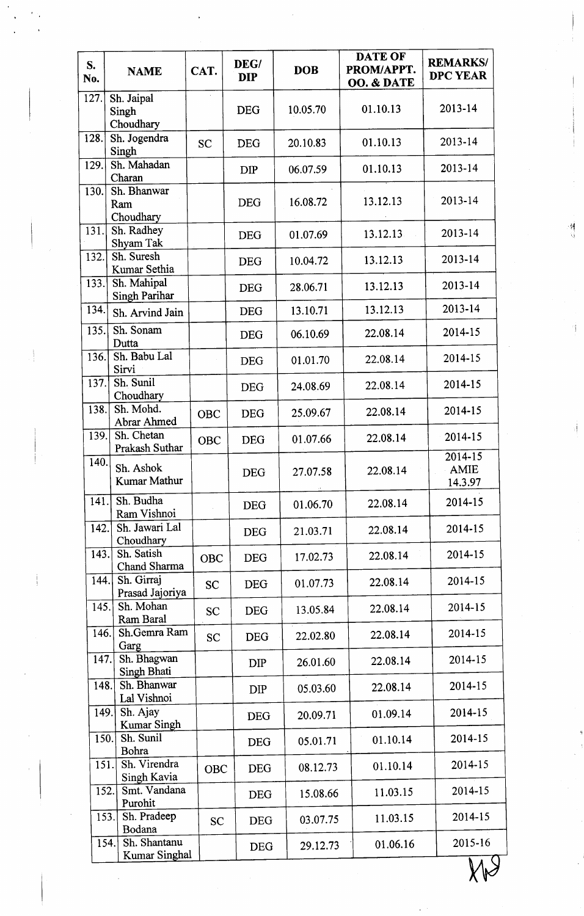| S. No. | NAME | CAT. | DEG/ DIP | DOB | DATE OF PROM/APPT. OO. & DATE | REMARKS/ DPC YEAR |
|---|---|---|---|---|---|---|
| 127. | Sh. Jaipal Singh Choudhary | | DEG | 10.05.70 | 01.10.13 | 2013-14 |
| 128. | Sh. Jogendra Singh | SC | DEG | 20.10.83 | 01.10.13 | 2013-14 |
| 129. | Sh. Mahadan Charan | | DIP | 06.07.59 | 01.10.13 | 2013-14 |
| 130. | Sh. Bhanwar Ram Choudhary | | DEG | 16.08.72 | 13.12.13 | 2013-14 |
| 131. | Sh. Radhey Shyam Tak | | DEG | 01.07.69 | 13.12.13 | 2013-14 |
| 132. | Sh. Suresh Kumar Sethia | | DEG | 10.04.72 | 13.12.13 | 2013-14 |
| 133. | Sh. Mahipal Singh Parihar | | DEG | 28.06.71 | 13.12.13 | 2013-14 |
| 134. | Sh. Arvind Jain | | DEG | 13.10.71 | 13.12.13 | 2013-14 |
| 135. | Sh. Sonam Dutta | | DEG | 06.10.69 | 22.08.14 | 2014-15 |
| 136. | Sh. Babu Lal Sirvi | | DEG | 01.01.70 | 22.08.14 | 2014-15 |
| 137. | Sh. Sunil Choudhary | | DEG | 24.08.69 | 22.08.14 | 2014-15 |
| 138. | Sh. Mohd. Abrar Ahmed | OBC | DEG | 25.09.67 | 22.08.14 | 2014-15 |
| 139. | Sh. Chetan Prakash Suthar | OBC | DEG | 01.07.66 | 22.08.14 | 2014-15 |
| 140. | Sh. Ashok Kumar Mathur | | DEG | 27.07.58 | 22.08.14 | 2014-15 AMIE 14.3.97 |
| 141. | Sh. Budha Ram Vishnoi | | DEG | 01.06.70 | 22.08.14 | 2014-15 |
| 142. | Sh. Jawari Lal Choudhary | | DEG | 21.03.71 | 22.08.14 | 2014-15 |
| 143. | Sh. Satish Chand Sharma | OBC | DEG | 17.02.73 | 22.08.14 | 2014-15 |
| 144. | Sh. Girraj Prasad Jajoriya | SC | DEG | 01.07.73 | 22.08.14 | 2014-15 |
| 145. | Sh. Mohan Ram Baral | SC | DEG | 13.05.84 | 22.08.14 | 2014-15 |
| 146. | Sh.Gemra Ram Garg | SC | DEG | 22.02.80 | 22.08.14 | 2014-15 |
| 147. | Sh. Bhagwan Singh Bhati | | DIP | 26.01.60 | 22.08.14 | 2014-15 |
| 148. | Sh. Bhanwar Lal Vishnoi | | DIP | 05.03.60 | 22.08.14 | 2014-15 |
| 149. | Sh. Ajay Kumar Singh | | DEG | 20.09.71 | 01.09.14 | 2014-15 |
| 150. | Sh. Sunil Bohra | | DEG | 05.01.71 | 01.10.14 | 2014-15 |
| 151. | Sh. Virendra Singh Kavia | OBC | DEG | 08.12.73 | 01.10.14 | 2014-15 |
| 152. | Smt. Vandana Purohit | | DEG | 15.08.66 | 11.03.15 | 2014-15 |
| 153. | Sh. Pradeep Bodana | SC | DEG | 03.07.75 | 11.03.15 | 2014-15 |
| 154. | Sh. Shantanu Kumar Singhal | | DEG | 29.12.73 | 01.06.16 | 2015-16 |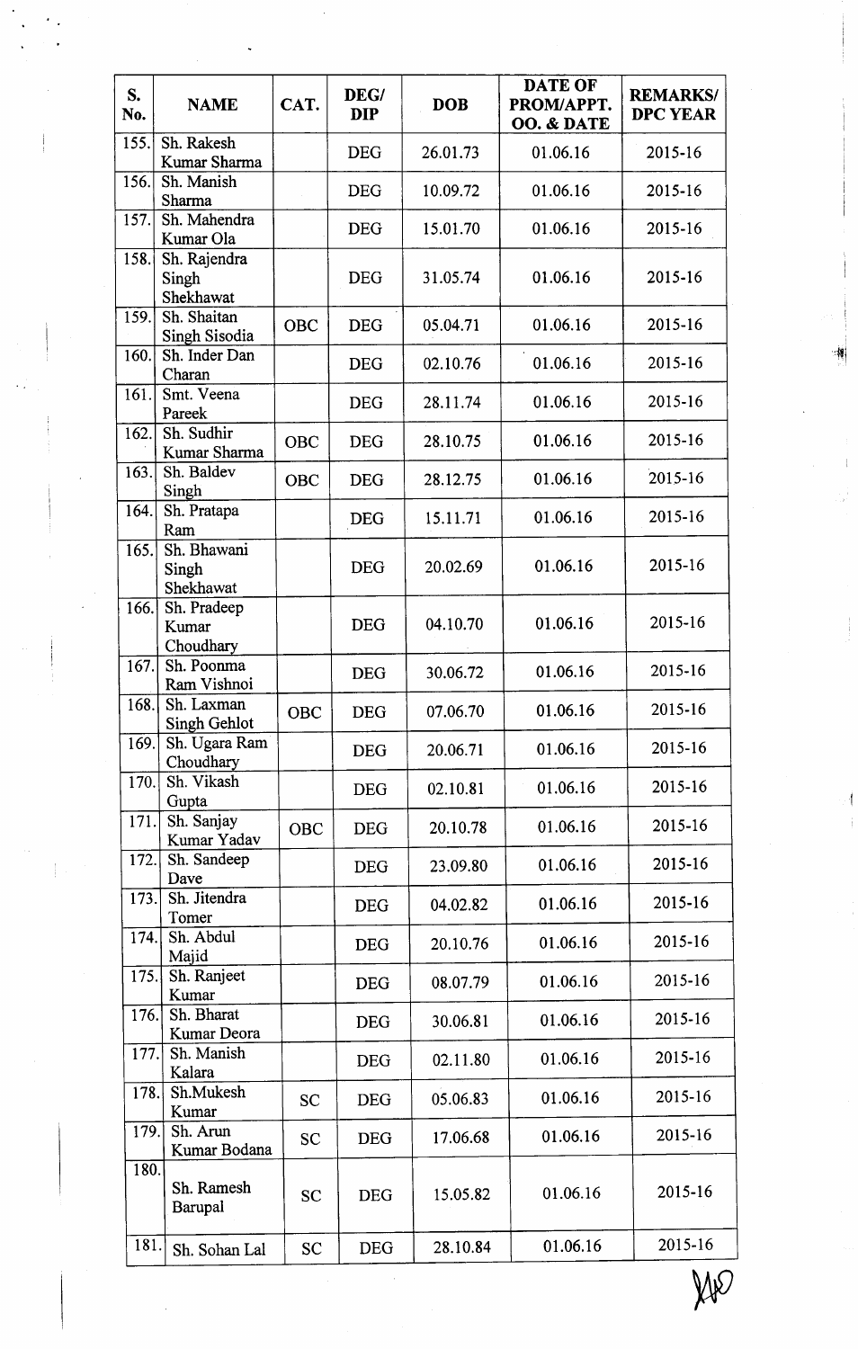| S. No. | NAME | CAT. | DEG/ DIP | DOB | DATE OF PROM/APPT. OO. & DATE | REMARKS/ DPC YEAR |
|---|---|---|---|---|---|---|
| 155. | Sh. Rakesh Kumar Sharma | | DEG | 26.01.73 | 01.06.16 | 2015-16 |
| 156. | Sh. Manish Sharma | | DEG | 10.09.72 | 01.06.16 | 2015-16 |
| 157. | Sh. Mahendra Kumar Ola | | DEG | 15.01.70 | 01.06.16 | 2015-16 |
| 158. | Sh. Rajendra Singh Shekhawat | | DEG | 31.05.74 | 01.06.16 | 2015-16 |
| 159. | Sh. Shaitan Singh Sisodia | OBC | DEG | 05.04.71 | 01.06.16 | 2015-16 |
| 160. | Sh. Inder Dan Charan | | DEG | 02.10.76 | 01.06.16 | 2015-16 |
| 161. | Smt. Veena Pareek | | DEG | 28.11.74 | 01.06.16 | 2015-16 |
| 162. | Sh. Sudhir Kumar Sharma | OBC | DEG | 28.10.75 | 01.06.16 | 2015-16 |
| 163. | Sh. Baldev Singh | OBC | DEG | 28.12.75 | 01.06.16 | 2015-16 |
| 164. | Sh. Pratapa Ram | | DEG | 15.11.71 | 01.06.16 | 2015-16 |
| 165. | Sh. Bhawani Singh Shekhawat | | DEG | 20.02.69 | 01.06.16 | 2015-16 |
| 166. | Sh. Pradeep Kumar Choudhary | | DEG | 04.10.70 | 01.06.16 | 2015-16 |
| 167. | Sh. Poonma Ram Vishnoi | | DEG | 30.06.72 | 01.06.16 | 2015-16 |
| 168. | Sh. Laxman Singh Gehlot | OBC | DEG | 07.06.70 | 01.06.16 | 2015-16 |
| 169. | Sh. Ugara Ram Choudhary | | DEG | 20.06.71 | 01.06.16 | 2015-16 |
| 170. | Sh. Vikash Gupta | | DEG | 02.10.81 | 01.06.16 | 2015-16 |
| 171. | Sh. Sanjay Kumar Yadav | OBC | DEG | 20.10.78 | 01.06.16 | 2015-16 |
| 172. | Sh. Sandeep Dave | | DEG | 23.09.80 | 01.06.16 | 2015-16 |
| 173. | Sh. Jitendra Tomer | | DEG | 04.02.82 | 01.06.16 | 2015-16 |
| 174. | Sh. Abdul Majid | | DEG | 20.10.76 | 01.06.16 | 2015-16 |
| 175. | Sh. Ranjeet Kumar | | DEG | 08.07.79 | 01.06.16 | 2015-16 |
| 176. | Sh. Bharat Kumar Deora | | DEG | 30.06.81 | 01.06.16 | 2015-16 |
| 177. | Sh. Manish Kalara | | DEG | 02.11.80 | 01.06.16 | 2015-16 |
| 178. | Sh.Mukesh Kumar | SC | DEG | 05.06.83 | 01.06.16 | 2015-16 |
| 179. | Sh. Arun Kumar Bodana | SC | DEG | 17.06.68 | 01.06.16 | 2015-16 |
| 180. | Sh. Ramesh Barupal | SC | DEG | 15.05.82 | 01.06.16 | 2015-16 |
| 181. | Sh. Sohan Lal | SC | DEG | 28.10.84 | 01.06.16 | 2015-16 |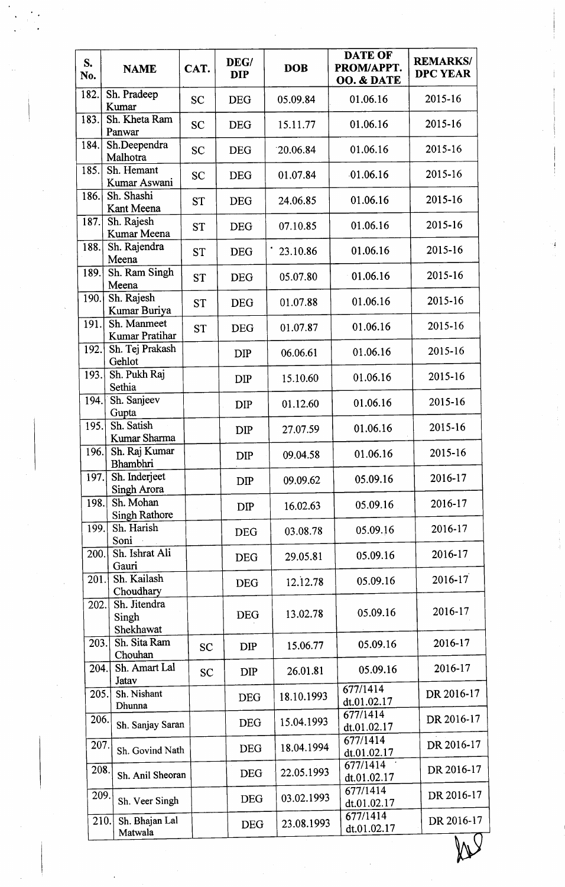| S. No. | NAME | CAT. | DEG/ DIP | DOB | DATE OF PROM/APPT. OO. & DATE | REMARKS/ DPC YEAR |
|---|---|---|---|---|---|---|
| 182. | Sh. Pradeep Kumar | SC | DEG | 05.09.84 | 01.06.16 | 2015-16 |
| 183. | Sh. Kheta Ram Panwar | SC | DEG | 15.11.77 | 01.06.16 | 2015-16 |
| 184. | Sh.Deependra Malhotra | SC | DEG | 20.06.84 | 01.06.16 | 2015-16 |
| 185. | Sh. Hemant Kumar Aswani | SC | DEG | 01.07.84 | 01.06.16 | 2015-16 |
| 186. | Sh. Shashi Kant Meena | ST | DEG | 24.06.85 | 01.06.16 | 2015-16 |
| 187. | Sh. Rajesh Kumar Meena | ST | DEG | 07.10.85 | 01.06.16 | 2015-16 |
| 188. | Sh. Rajendra Meena | ST | DEG | 23.10.86 | 01.06.16 | 2015-16 |
| 189. | Sh. Ram Singh Meena | ST | DEG | 05.07.80 | 01.06.16 | 2015-16 |
| 190. | Sh. Rajesh Kumar Buriya | ST | DEG | 01.07.88 | 01.06.16 | 2015-16 |
| 191. | Sh. Manmeet Kumar Pratihar | ST | DEG | 01.07.87 | 01.06.16 | 2015-16 |
| 192. | Sh. Tej Prakash Gehlot | | DIP | 06.06.61 | 01.06.16 | 2015-16 |
| 193. | Sh. Pukh Raj Sethia | | DIP | 15.10.60 | 01.06.16 | 2015-16 |
| 194. | Sh. Sanjeev Gupta | | DIP | 01.12.60 | 01.06.16 | 2015-16 |
| 195. | Sh. Satish Kumar Sharma | | DIP | 27.07.59 | 01.06.16 | 2015-16 |
| 196. | Sh. Raj Kumar Bhambhri | | DIP | 09.04.58 | 01.06.16 | 2015-16 |
| 197. | Sh. Inderjeet Singh Arora | | DIP | 09.09.62 | 05.09.16 | 2016-17 |
| 198. | Sh. Mohan Singh Rathore | | DIP | 16.02.63 | 05.09.16 | 2016-17 |
| 199. | Sh. Harish Soni | | DEG | 03.08.78 | 05.09.16 | 2016-17 |
| 200. | Sh. Ishrat Ali Gauri | | DEG | 29.05.81 | 05.09.16 | 2016-17 |
| 201. | Sh. Kailash Choudhary | | DEG | 12.12.78 | 05.09.16 | 2016-17 |
| 202. | Sh. Jitendra Singh Shekhawat | | DEG | 13.02.78 | 05.09.16 | 2016-17 |
| 203. | Sh. Sita Ram Chouhan | SC | DIP | 15.06.77 | 05.09.16 | 2016-17 |
| 204. | Sh. Amart Lal Jatav | SC | DIP | 26.01.81 | 05.09.16 | 2016-17 |
| 205. | Sh. Nishant Dhunna | | DEG | 18.10.1993 | 677/1414 dt.01.02.17 | DR 2016-17 |
| 206. | Sh. Sanjay Saran | | DEG | 15.04.1993 | 677/1414 dt.01.02.17 | DR 2016-17 |
| 207. | Sh. Govind Nath | | DEG | 18.04.1994 | 677/1414 dt.01.02.17 | DR 2016-17 |
| 208. | Sh. Anil Sheoran | | DEG | 22.05.1993 | 677/1414 dt.01.02.17 | DR 2016-17 |
| 209. | Sh. Veer Singh | | DEG | 03.02.1993 | 677/1414 dt.01.02.17 | DR 2016-17 |
| 210. | Sh. Bhajan Lal Matwala | | DEG | 23.08.1993 | 677/1414 dt.01.02.17 | DR 2016-17 |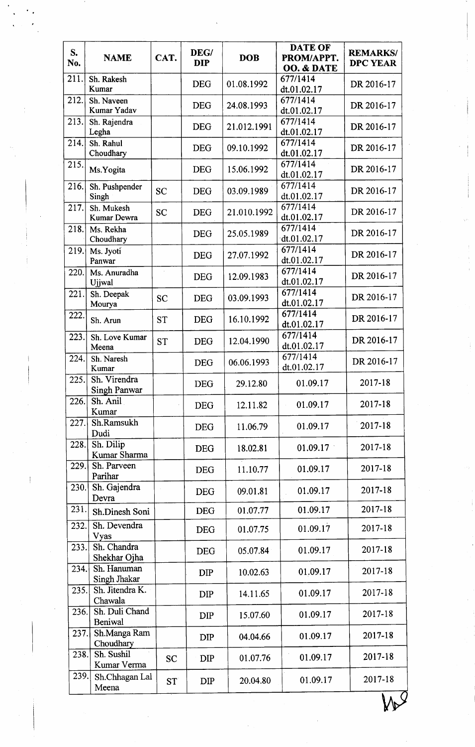| S. No. | NAME | CAT. | DEG/ DIP | DOB | DATE OF PROM/APPT. OO. & DATE | REMARKS/ DPC YEAR |
|---|---|---|---|---|---|---|
| 211. | Sh. Rakesh Kumar | | DEG | 01.08.1992 | 677/1414 dt.01.02.17 | DR 2016-17 |
| 212. | Sh. Naveen Kumar Yadav | | DEG | 24.08.1993 | 677/1414 dt.01.02.17 | DR 2016-17 |
| 213. | Sh. Rajendra Legha | | DEG | 21.012.1991 | 677/1414 dt.01.02.17 | DR 2016-17 |
| 214. | Sh. Rahul Choudhary | | DEG | 09.10.1992 | 677/1414 dt.01.02.17 | DR 2016-17 |
| 215. | Ms.Yogita | | DEG | 15.06.1992 | 677/1414 dt.01.02.17 | DR 2016-17 |
| 216. | Sh. Pushpender Singh | SC | DEG | 03.09.1989 | 677/1414 dt.01.02.17 | DR 2016-17 |
| 217. | Sh. Mukesh Kumar Dewra | SC | DEG | 21.010.1992 | 677/1414 dt.01.02.17 | DR 2016-17 |
| 218. | Ms. Rekha Choudhary | | DEG | 25.05.1989 | 677/1414 dt.01.02.17 | DR 2016-17 |
| 219. | Ms. Jyoti Panwar | | DEG | 27.07.1992 | 677/1414 dt.01.02.17 | DR 2016-17 |
| 220. | Ms. Anuradha Ujjwal | | DEG | 12.09.1983 | 677/1414 dt.01.02.17 | DR 2016-17 |
| 221. | Sh. Deepak Mourya | SC | DEG | 03.09.1993 | 677/1414 dt.01.02.17 | DR 2016-17 |
| 222. | Sh. Arun | ST | DEG | 16.10.1992 | 677/1414 dt.01.02.17 | DR 2016-17 |
| 223. | Sh. Love Kumar Meena | ST | DEG | 12.04.1990 | 677/1414 dt.01.02.17 | DR 2016-17 |
| 224. | Sh. Naresh Kumar | | DEG | 06.06.1993 | 677/1414 dt.01.02.17 | DR 2016-17 |
| 225. | Sh. Virendra Singh Panwar | | DEG | 29.12.80 | 01.09.17 | 2017-18 |
| 226. | Sh. Anil Kumar | | DEG | 12.11.82 | 01.09.17 | 2017-18 |
| 227. | Sh.Ramsukh Dudi | | DEG | 11.06.79 | 01.09.17 | 2017-18 |
| 228. | Sh. Dilip Kumar Sharma | | DEG | 18.02.81 | 01.09.17 | 2017-18 |
| 229. | Sh. Parveen Parihar | | DEG | 11.10.77 | 01.09.17 | 2017-18 |
| 230. | Sh. Gajendra Devra | | DEG | 09.01.81 | 01.09.17 | 2017-18 |
| 231. | Sh.Dinesh Soni | | DEG | 01.07.77 | 01.09.17 | 2017-18 |
| 232. | Sh. Devendra Vyas | | DEG | 01.07.75 | 01.09.17 | 2017-18 |
| 233. | Sh. Chandra Shekhar Ojha | | DEG | 05.07.84 | 01.09.17 | 2017-18 |
| 234. | Sh. Hanuman Singh Jhakar | | DIP | 10.02.63 | 01.09.17 | 2017-18 |
| 235. | Sh. Jitendra K. Chawala | | DIP | 14.11.65 | 01.09.17 | 2017-18 |
| 236. | Sh. Duli Chand Beniwal | | DIP | 15.07.60 | 01.09.17 | 2017-18 |
| 237. | Sh.Manga Ram Choudhary | | DIP | 04.04.66 | 01.09.17 | 2017-18 |
| 238. | Sh. Sushil Kumar Verma | SC | DIP | 01.07.76 | 01.09.17 | 2017-18 |
| 239. | Sh.Chhagan Lal Meena | ST | DIP | 20.04.80 | 01.09.17 | 2017-18 |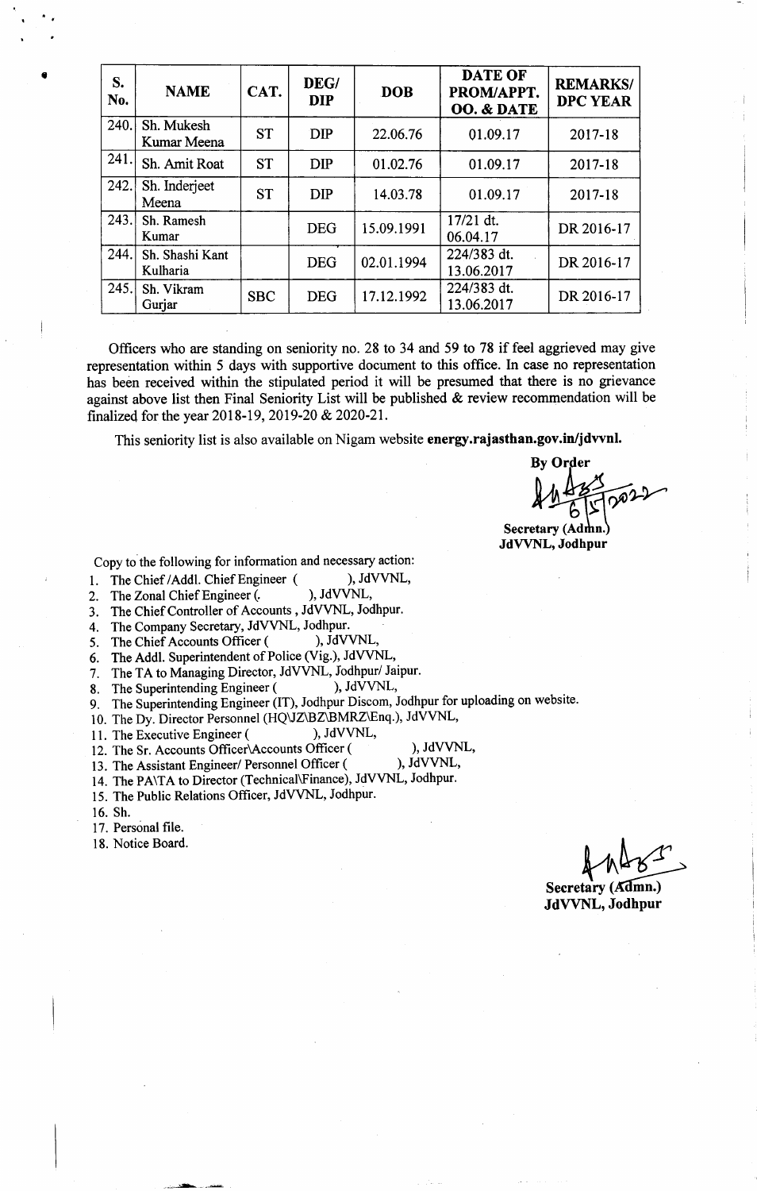| S. No. | NAME | CAT. | DEG/ DIP | DOB | DATE OF PROM/APPT. OO. & DATE | REMARKS/ DPC YEAR |
|---|---|---|---|---|---|---|
| 240. | Sh. Mukesh Kumar Meena | ST | DIP | 22.06.76 | 01.09.17 | 2017-18 |
| 241. | Sh. Amit Roat | ST | DIP | 01.02.76 | 01.09.17 | 2017-18 |
| 242. | Sh. Inderjeet Meena | ST | DIP | 14.03.78 | 01.09.17 | 2017-18 |
| 243. | Sh. Ramesh Kumar | | DEG | 15.09.1991 | 17/21 dt. 06.04.17 | DR 2016-17 |
| 244. | Sh. Shashi Kant Kulharia | | DEG | 02.01.1994 | 224/383 dt. 13.06.2017 | DR 2016-17 |
| 245. | Sh. Vikram Gurjar | SBC | DEG | 17.12.1992 | 224/383 dt. 13.06.2017 | DR 2016-17 |

Officers who are standing on seniority no. 28 to 34 and 59 to 78 if feel aggrieved may give representation within 5 days with supportive document to this office. In case no representation has been received within the stipulated period it will be presumed that there is no grievance against above list then Final Seniority List will be published & review recommendation will be finalized for the year 2018-19, 2019-20 & 2020-21.

This seniority list is also available on Nigam website **energy.rajasthan.gov.in/jdvvnl.**

**By Order**

6/5/2022

**Secretary (Admn.)**
**JdVVNL, Jodhpur**

Copy to the following for information and necessary action:

1. The Chief /Addl. Chief Engineer ( ), JdVVNL,
2. The Zonal Chief Engineer ( ), JdVVNL,
3. The Chief Controller of Accounts , JdVVNL, Jodhpur.
4. The Company Secretary, JdVVNL, Jodhpur.
5. The Chief Accounts Officer ( ), JdVVNL,
6. The Addl. Superintendent of Police (Vig.), JdVVNL,
7. The TA to Managing Director, JdVVNL, Jodhpur/ Jaipur.
8. The Superintending Engineer ( ), JdVVNL,
9. The Superintending Engineer (IT), Jodhpur Discom, Jodhpur for uploading on website.
10. The Dy. Director Personnel (HQ\JZ\BZ\BMRZ\Enq.), JdVVNL,
11. The Executive Engineer ( ), JdVVNL,
12. The Sr. Accounts Officer\Accounts Officer ( ), JdVVNL,
13. The Assistant Engineer/ Personnel Officer ( ), JdVVNL,
14. The PA\TA to Director (Technical\Finance), JdVVNL, Jodhpur.
15. The Public Relations Officer, JdVVNL, Jodhpur.
16. Sh.
17. Personal file.
18. Notice Board.

**Secretary (Admn.)**
**JdVVNL, Jodhpur**